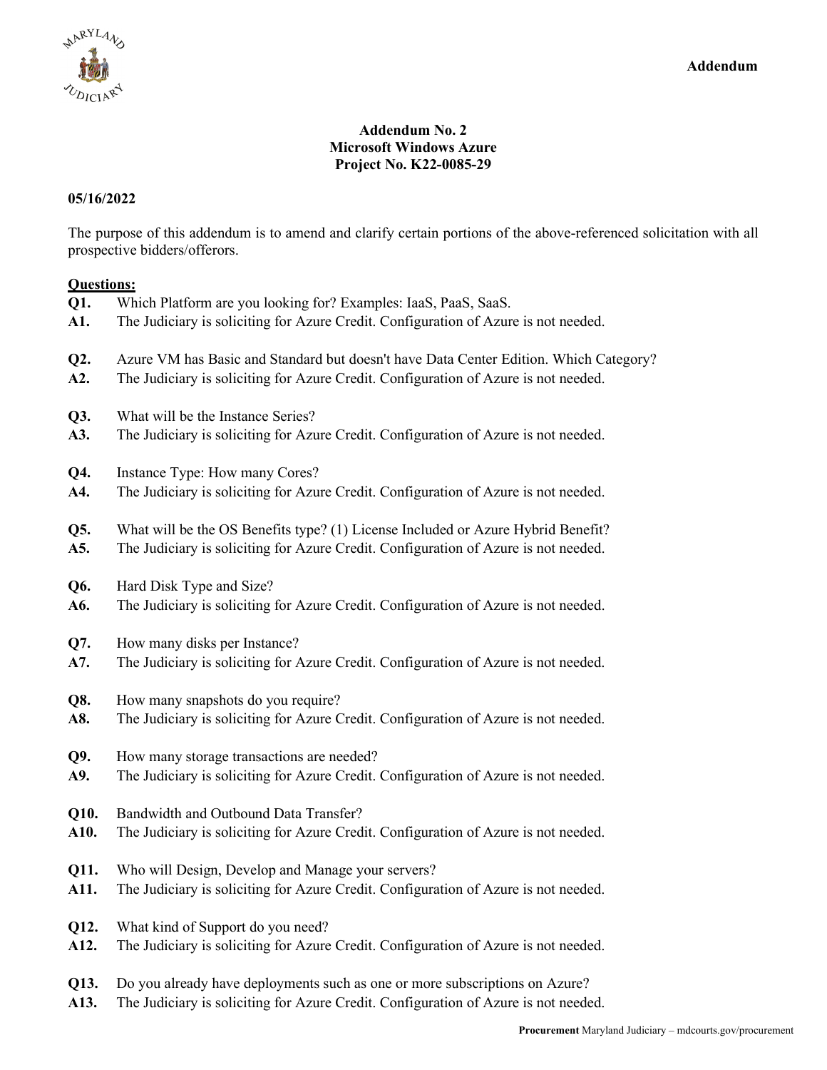**Addendum**

## Addendum No. 2
## Microsoft Windows Azure
## Project No. K22-0085-29

**05/16/2022**

The purpose of this addendum is to amend and clarify certain portions of the above-referenced solicitation with all prospective bidders/offerors.

**Questions:**

**Q1.** Which Platform are you looking for? Examples: IaaS, PaaS, SaaS.
**A1.** The Judiciary is soliciting for Azure Credit. Configuration of Azure is not needed.

**Q2.** Azure VM has Basic and Standard but doesn't have Data Center Edition. Which Category?
**A2.** The Judiciary is soliciting for Azure Credit. Configuration of Azure is not needed.

**Q3.** What will be the Instance Series?
**A3.** The Judiciary is soliciting for Azure Credit. Configuration of Azure is not needed.

**Q4.** Instance Type: How many Cores?
**A4.** The Judiciary is soliciting for Azure Credit. Configuration of Azure is not needed.

**Q5.** What will be the OS Benefits type? (1) License Included or Azure Hybrid Benefit?
**A5.** The Judiciary is soliciting for Azure Credit. Configuration of Azure is not needed.

**Q6.** Hard Disk Type and Size?
**A6.** The Judiciary is soliciting for Azure Credit. Configuration of Azure is not needed.

**Q7.** How many disks per Instance?
**A7.** The Judiciary is soliciting for Azure Credit. Configuration of Azure is not needed.

**Q8.** How many snapshots do you require?
**A8.** The Judiciary is soliciting for Azure Credit. Configuration of Azure is not needed.

**Q9.** How many storage transactions are needed?
**A9.** The Judiciary is soliciting for Azure Credit. Configuration of Azure is not needed.

**Q10.** Bandwidth and Outbound Data Transfer?
**A10.** The Judiciary is soliciting for Azure Credit. Configuration of Azure is not needed.

**Q11.** Who will Design, Develop and Manage your servers?
**A11.** The Judiciary is soliciting for Azure Credit. Configuration of Azure is not needed.

**Q12.** What kind of Support do you need?
**A12.** The Judiciary is soliciting for Azure Credit. Configuration of Azure is not needed.

**Q13.** Do you already have deployments such as one or more subscriptions on Azure?
**A13.** The Judiciary is soliciting for Azure Credit. Configuration of Azure is not needed.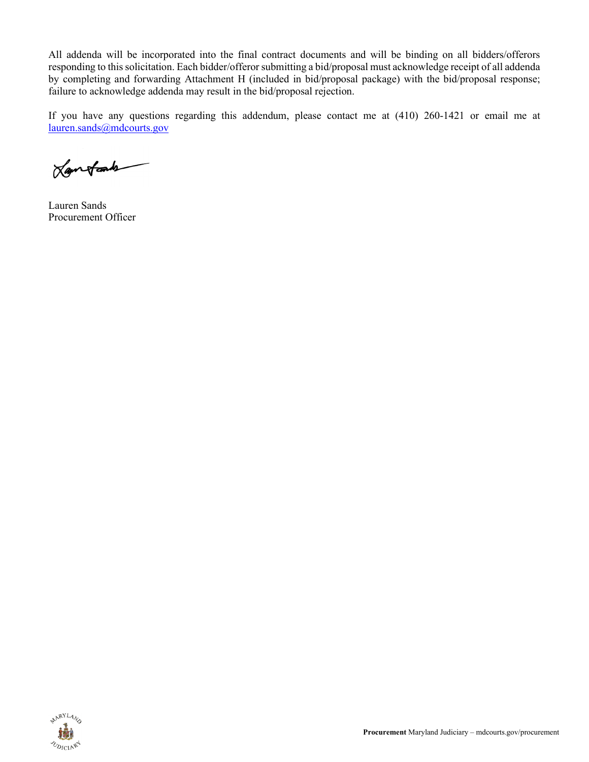All addenda will be incorporated into the final contract documents and will be binding on all bidders/offerors responding to this solicitation. Each bidder/offeror submitting a bid/proposal must acknowledge receipt of all addenda by completing and forwarding Attachment H (included in bid/proposal package) with the bid/proposal response; failure to acknowledge addenda may result in the bid/proposal rejection.

If you have any questions regarding this addendum, please contact me at (410) 260-1421 or email me at lauren.sands@mdcourts.gov

Lauren Sands
Procurement Officer